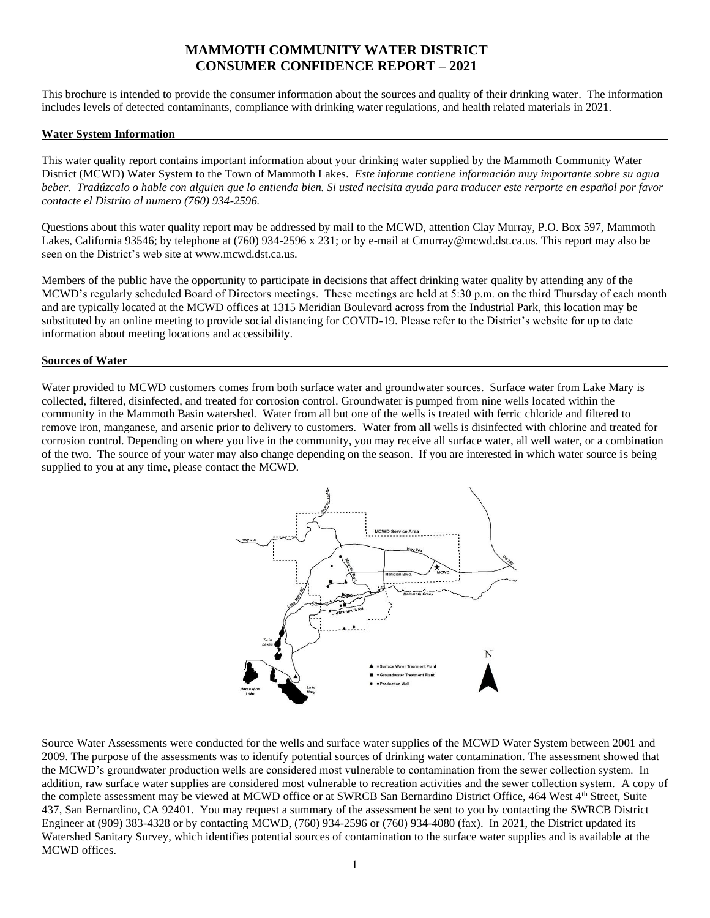# MAMMOTH COMMUNITY WATER DISTRICT
# CONSUMER CONFIDENCE REPORT – 2021

This brochure is intended to provide the consumer information about the sources and quality of their drinking water. The information includes levels of detected contaminants, compliance with drinking water regulations, and health related materials in 2021.

## Water System Information

This water quality report contains important information about your drinking water supplied by the Mammoth Community Water District (MCWD) Water System to the Town of Mammoth Lakes. *Este informe contiene información muy importante sobre su agua beber. Tradúzcalo o hable con alguien que lo entienda bien. Si usted necisita ayuda para traducer este rerporte en español por favor contacte el Distrito al numero (760) 934-2596.*

Questions about this water quality report may be addressed by mail to the MCWD, attention Clay Murray, P.O. Box 597, Mammoth Lakes, California 93546; by telephone at (760) 934-2596 x 231; or by e-mail at Cmurray@mcwd.dst.ca.us. This report may also be seen on the District's web site at www.mcwd.dst.ca.us.

Members of the public have the opportunity to participate in decisions that affect drinking water quality by attending any of the MCWD's regularly scheduled Board of Directors meetings. These meetings are held at 5:30 p.m. on the third Thursday of each month and are typically located at the MCWD offices at 1315 Meridian Boulevard across from the Industrial Park, this location may be substituted by an online meeting to provide social distancing for COVID-19. Please refer to the District's website for up to date information about meeting locations and accessibility.

## Sources of Water

Water provided to MCWD customers comes from both surface water and groundwater sources. Surface water from Lake Mary is collected, filtered, disinfected, and treated for corrosion control. Groundwater is pumped from nine wells located within the community in the Mammoth Basin watershed. Water from all but one of the wells is treated with ferric chloride and filtered to remove iron, manganese, and arsenic prior to delivery to customers. Water from all wells is disinfected with chlorine and treated for corrosion control. Depending on where you live in the community, you may receive all surface water, all well water, or a combination of the two. The source of your water may also change depending on the season. If you are interested in which water source is being supplied to you at any time, please contact the MCWD.

Source Water Assessments were conducted for the wells and surface water supplies of the MCWD Water System between 2001 and 2009. The purpose of the assessments was to identify potential sources of drinking water contamination. The assessment showed that the MCWD's groundwater production wells are considered most vulnerable to contamination from the sewer collection system. In addition, raw surface water supplies are considered most vulnerable to recreation activities and the sewer collection system. A copy of the complete assessment may be viewed at MCWD office or at SWRCB San Bernardino District Office, 464 West 4th Street, Suite 437, San Bernardino, CA 92401. You may request a summary of the assessment be sent to you by contacting the SWRCB District Engineer at (909) 383-4328 or by contacting MCWD, (760) 934-2596 or (760) 934-4080 (fax). In 2021, the District updated its Watershed Sanitary Survey, which identifies potential sources of contamination to the surface water supplies and is available at the MCWD offices.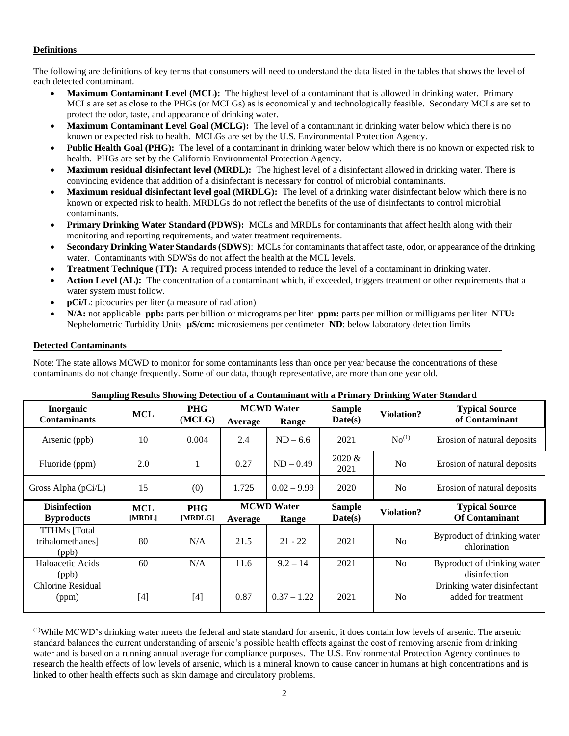**Definitions**

The following are definitions of key terms that consumers will need to understand the data listed in the tables that shows the level of each detected contaminant.

- **Maximum Contaminant Level (MCL):** The highest level of a contaminant that is allowed in drinking water. Primary MCLs are set as close to the PHGs (or MCLGs) as is economically and technologically feasible. Secondary MCLs are set to protect the odor, taste, and appearance of drinking water.
- **Maximum Contaminant Level Goal (MCLG):** The level of a contaminant in drinking water below which there is no known or expected risk to health. MCLGs are set by the U.S. Environmental Protection Agency.
- **Public Health Goal (PHG):** The level of a contaminant in drinking water below which there is no known or expected risk to health. PHGs are set by the California Environmental Protection Agency.
- **Maximum residual disinfectant level (MRDL):** The highest level of a disinfectant allowed in drinking water. There is convincing evidence that addition of a disinfectant is necessary for control of microbial contaminants.
- **Maximum residual disinfectant level goal (MRDLG):** The level of a drinking water disinfectant below which there is no known or expected risk to health. MRDLGs do not reflect the benefits of the use of disinfectants to control microbial contaminants.
- **Primary Drinking Water Standard (PDWS):** MCLs and MRDLs for contaminants that affect health along with their monitoring and reporting requirements, and water treatment requirements.
- **Secondary Drinking Water Standards (SDWS)**: MCLs for contaminants that affect taste, odor, or appearance of the drinking water. Contaminants with SDWSs do not affect the health at the MCL levels.
- **Treatment Technique (TT):** A required process intended to reduce the level of a contaminant in drinking water.
- **Action Level (AL):** The concentration of a contaminant which, if exceeded, triggers treatment or other requirements that a water system must follow.
- **pCi/L**: picocuries per liter (a measure of radiation)
- **N/A:** not applicable **ppb:** parts per billion or micrograms per liter **ppm:** parts per million or milligrams per liter **NTU:** Nephelometric Turbidity Units **µS/cm:** microsiemens per centimeter **ND**: below laboratory detection limits

**Detected Contaminants**

Note: The state allows MCWD to monitor for some contaminants less than once per year because the concentrations of these contaminants do not change frequently. Some of our data, though representative, are more than one year old.

**Sampling Results Showing Detection of a Contaminant with a Primary Drinking Water Standard**

| Inorganic Contaminants | MCL | PHG (MCLG) | MCWD Water | | Sample Date(s) | Violation? | Typical Source of Contaminant |
|---|---|---|---|---|---|---|---|
| | | | Average | Range | | | |
| Arsenic (ppb) | 10 | 0.004 | 2.4 | ND – 6.6 | 2021 | No[1] | Erosion of natural deposits |
| Fluoride (ppm) | 2.0 | 1 | 0.27 | ND – 0.49 | 2020 & 2021 | No | Erosion of natural deposits |
| Gross Alpha (pCi/L) | 15 | (0) | 1.725 | 0.02 – 9.99 | 2020 | No | Erosion of natural deposits |
| **Disinfection Byproducts** | **MCL [MRDL]** | **PHG [MRDLG]** | **MCWD Water Average** | **MCWD Water Range** | **Sample Date(s)** | **Violation?** | **Typical Source Of Contaminant** |
| TTHMs [Total trihalomethanes] (ppb) | 80 | N/A | 21.5 | 21 - 22 | 2021 | No | Byproduct of drinking water chlorination |
| Haloacetic Acids (ppb) | 60 | N/A | 11.6 | 9.2 – 14 | 2021 | No | Byproduct of drinking water disinfection |
| Chlorine Residual (ppm) | [4] | [4] | 0.87 | 0.37 – 1.22 | 2021 | No | Drinking water disinfectant added for treatment |

[1]While MCWD's drinking water meets the federal and state standard for arsenic, it does contain low levels of arsenic. The arsenic standard balances the current understanding of arsenic's possible health effects against the cost of removing arsenic from drinking water and is based on a running annual average for compliance purposes. The U.S. Environmental Protection Agency continues to research the health effects of low levels of arsenic, which is a mineral known to cause cancer in humans at high concentrations and is linked to other health effects such as skin damage and circulatory problems.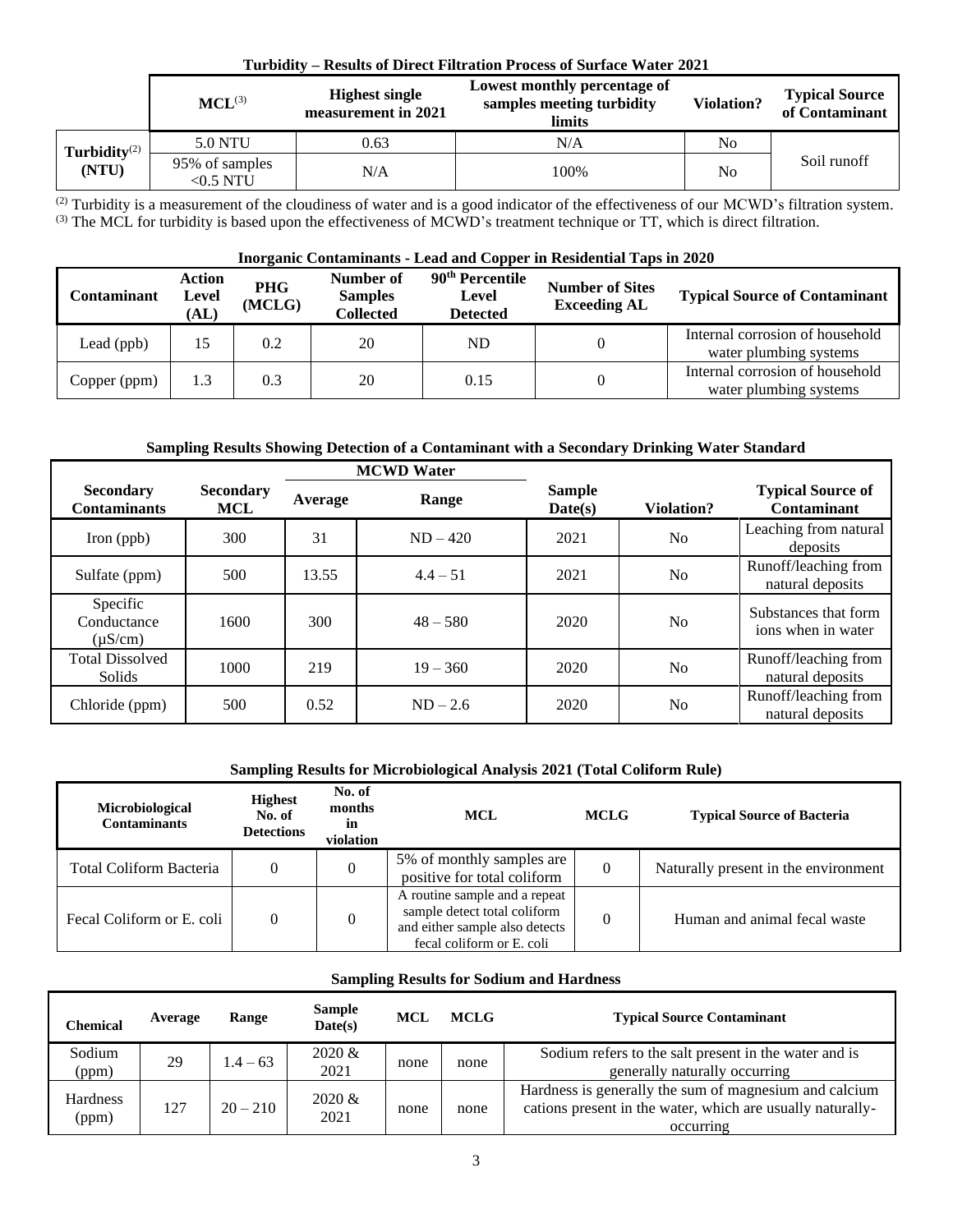**Turbidity – Results of Direct Filtration Process of Surface Water 2021**

| | MCL[3] | Highest single measurement in 2021 | Lowest monthly percentage of samples meeting turbidity limits | Violation? | Typical Source of Contaminant |
|---|---|---|---|---|---|
| Turbidity[2] (NTU) | 5.0 NTU | 0.63 | N/A | No | Soil runoff |
| | 95% of samples <0.5 NTU | N/A | 100% | No | |

[2] Turbidity is a measurement of the cloudiness of water and is a good indicator of the effectiveness of our MCWD's filtration system.
[3] The MCL for turbidity is based upon the effectiveness of MCWD's treatment technique or TT, which is direct filtration.

**Inorganic Contaminants - Lead and Copper in Residential Taps in 2020**

| Contaminant | Action Level (AL) | PHG (MCLG) | Number of Samples Collected | 90th Percentile Level Detected | Number of Sites Exceeding AL | Typical Source of Contaminant |
|---|---|---|---|---|---|---|
| Lead (ppb) | 15 | 0.2 | 20 | ND | 0 | Internal corrosion of household water plumbing systems |
| Copper (ppm) | 1.3 | 0.3 | 20 | 0.15 | 0 | Internal corrosion of household water plumbing systems |

**Sampling Results Showing Detection of a Contaminant with a Secondary Drinking Water Standard**

| Secondary Contaminants | Secondary MCL | MCWD Water | | Sample Date(s) | Violation? | Typical Source of Contaminant |
|---|---|---|---|---|---|---|
| | | Average | Range | | | |
| Iron (ppb) | 300 | 31 | ND – 420 | 2021 | No | Leaching from natural deposits |
| Sulfate (ppm) | 500 | 13.55 | 4.4 – 51 | 2021 | No | Runoff/leaching from natural deposits |
| Specific Conductance (μS/cm) | 1600 | 300 | 48 – 580 | 2020 | No | Substances that form ions when in water |
| Total Dissolved Solids | 1000 | 219 | 19 – 360 | 2020 | No | Runoff/leaching from natural deposits |
| Chloride (ppm) | 500 | 0.52 | ND – 2.6 | 2020 | No | Runoff/leaching from natural deposits |

**Sampling Results for Microbiological Analysis 2021 (Total Coliform Rule)**

| Microbiological Contaminants | Highest No. of Detections | No. of months in violation | MCL | MCLG | Typical Source of Bacteria |
|---|---|---|---|---|---|
| Total Coliform Bacteria | 0 | 0 | 5% of monthly samples are positive for total coliform | 0 | Naturally present in the environment |
| Fecal Coliform or E. coli | 0 | 0 | A routine sample and a repeat sample detect total coliform and either sample also detects fecal coliform or E. coli | 0 | Human and animal fecal waste |

**Sampling Results for Sodium and Hardness**

| Chemical | Average | Range | Sample Date(s) | MCL | MCLG | Typical Source Contaminant |
|---|---|---|---|---|---|---|
| Sodium (ppm) | 29 | 1.4 – 63 | 2020 & 2021 | none | none | Sodium refers to the salt present in the water and is generally naturally occurring |
| Hardness (ppm) | 127 | 20 – 210 | 2020 & 2021 | none | none | Hardness is generally the sum of magnesium and calcium cations present in the water, which are usually naturally-occurring |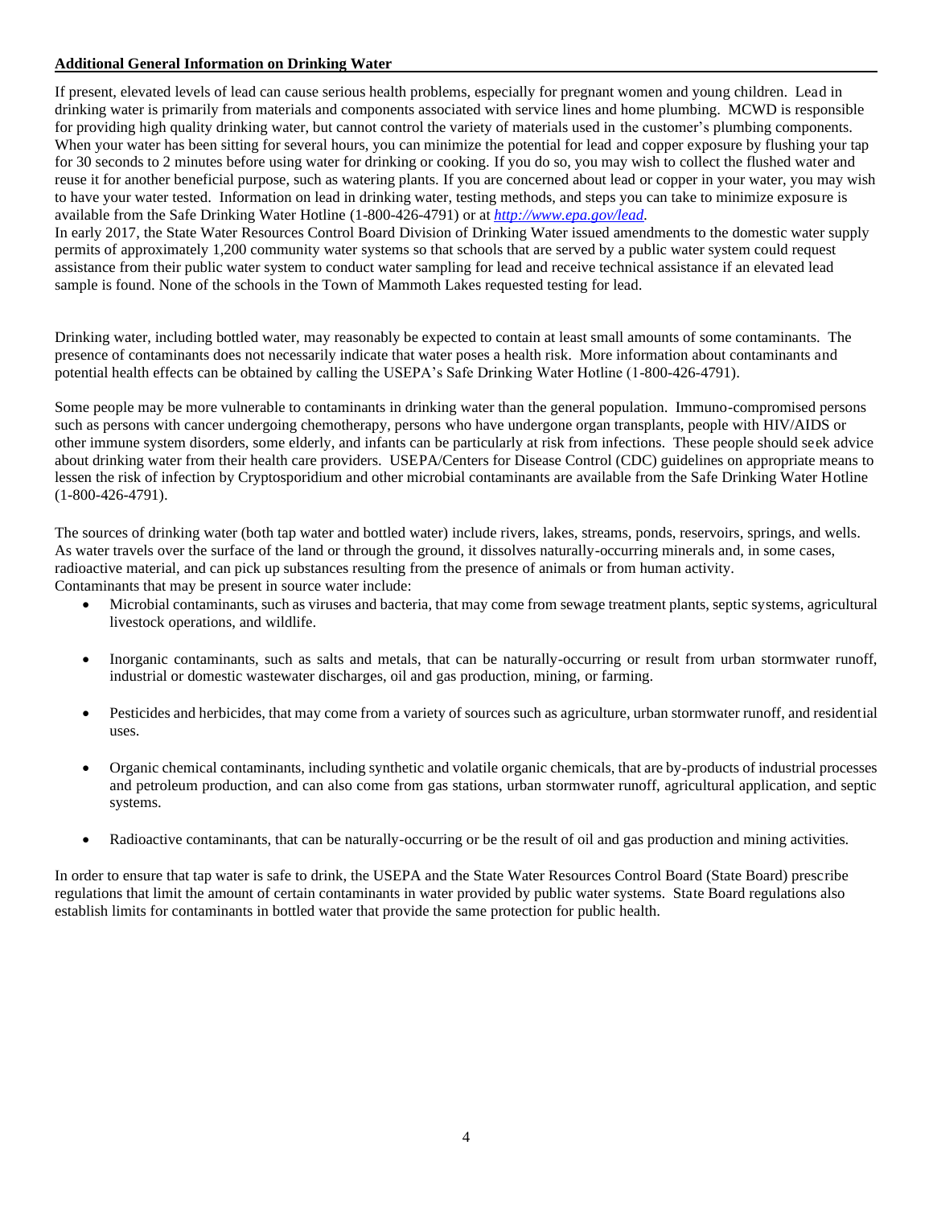**Additional General Information on Drinking Water**

If present, elevated levels of lead can cause serious health problems, especially for pregnant women and young children. Lead in drinking water is primarily from materials and components associated with service lines and home plumbing. MCWD is responsible for providing high quality drinking water, but cannot control the variety of materials used in the customer's plumbing components. When your water has been sitting for several hours, you can minimize the potential for lead and copper exposure by flushing your tap for 30 seconds to 2 minutes before using water for drinking or cooking. If you do so, you may wish to collect the flushed water and reuse it for another beneficial purpose, such as watering plants. If you are concerned about lead or copper in your water, you may wish to have your water tested. Information on lead in drinking water, testing methods, and steps you can take to minimize exposure is available from the Safe Drinking Water Hotline (1-800-426-4791) or at [*http://www.epa.gov/lead*](http://www.epa.gov/lead).

In early 2017, the State Water Resources Control Board Division of Drinking Water issued amendments to the domestic water supply permits of approximately 1,200 community water systems so that schools that are served by a public water system could request assistance from their public water system to conduct water sampling for lead and receive technical assistance if an elevated lead sample is found. None of the schools in the Town of Mammoth Lakes requested testing for lead.

Drinking water, including bottled water, may reasonably be expected to contain at least small amounts of some contaminants. The presence of contaminants does not necessarily indicate that water poses a health risk. More information about contaminants and potential health effects can be obtained by calling the USEPA's Safe Drinking Water Hotline (1-800-426-4791).

Some people may be more vulnerable to contaminants in drinking water than the general population. Immuno-compromised persons such as persons with cancer undergoing chemotherapy, persons who have undergone organ transplants, people with HIV/AIDS or other immune system disorders, some elderly, and infants can be particularly at risk from infections. These people should seek advice about drinking water from their health care providers. USEPA/Centers for Disease Control (CDC) guidelines on appropriate means to lessen the risk of infection by Cryptosporidium and other microbial contaminants are available from the Safe Drinking Water Hotline (1-800-426-4791).

The sources of drinking water (both tap water and bottled water) include rivers, lakes, streams, ponds, reservoirs, springs, and wells. As water travels over the surface of the land or through the ground, it dissolves naturally-occurring minerals and, in some cases, radioactive material, and can pick up substances resulting from the presence of animals or from human activity.
Contaminants that may be present in source water include:

- Microbial contaminants, such as viruses and bacteria, that may come from sewage treatment plants, septic systems, agricultural livestock operations, and wildlife.
- Inorganic contaminants, such as salts and metals, that can be naturally-occurring or result from urban stormwater runoff, industrial or domestic wastewater discharges, oil and gas production, mining, or farming.
- Pesticides and herbicides, that may come from a variety of sources such as agriculture, urban stormwater runoff, and residential uses.
- Organic chemical contaminants, including synthetic and volatile organic chemicals, that are by-products of industrial processes and petroleum production, and can also come from gas stations, urban stormwater runoff, agricultural application, and septic systems.
- Radioactive contaminants, that can be naturally-occurring or be the result of oil and gas production and mining activities.

In order to ensure that tap water is safe to drink, the USEPA and the State Water Resources Control Board (State Board) prescribe regulations that limit the amount of certain contaminants in water provided by public water systems. State Board regulations also establish limits for contaminants in bottled water that provide the same protection for public health.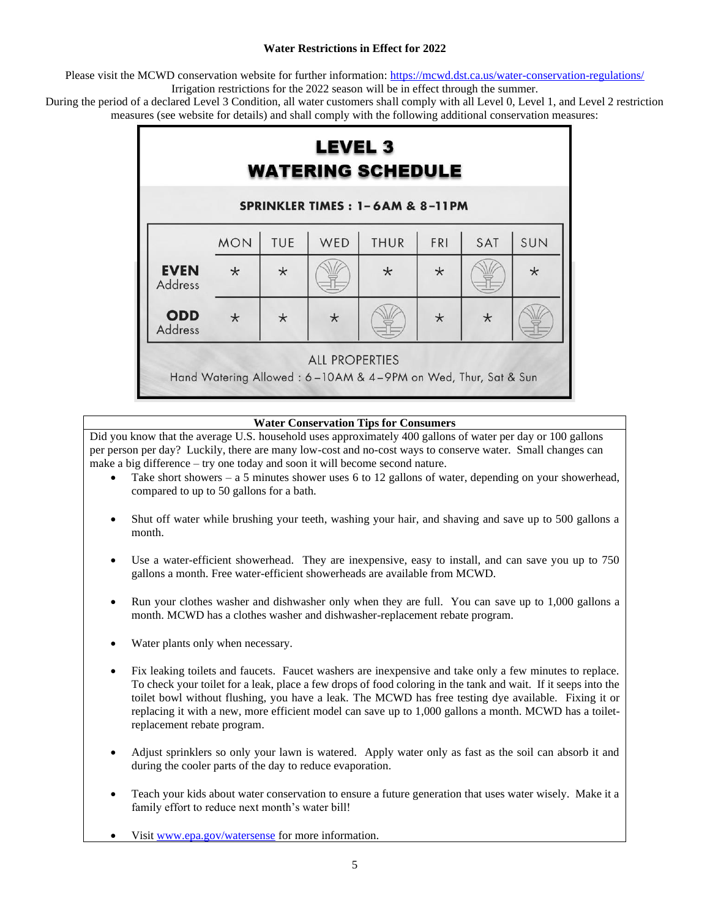**Water Restrictions in Effect for 2022**

Please visit the MCWD conservation website for further information: https://mcwd.dst.ca.us/water-conservation-regulations/
Irrigation restrictions for the 2022 season will be in effect through the summer.
During the period of a declared Level 3 Condition, all water customers shall comply with all Level 0, Level 1, and Level 2 restriction measures (see website for details) and shall comply with the following additional conservation measures:

## LEVEL 3 WATERING SCHEDULE

**SPRINKLER TIMES : 1–6AM & 8–11PM**

| | MON | TUE | WED | THUR | FRI | SAT | SUN |
|---|---|---|---|---|---|---|---|
| **EVEN** Address | * | * | (sprinkler) | * | * | (sprinkler) | * |
| **ODD** Address | * | * | * | (sprinkler) | * | * | (sprinkler) |

ALL PROPERTIES
Hand Watering Allowed : 6–10AM & 4–9PM on Wed, Thur, Sat & Sun

**Water Conservation Tips for Consumers**

Did you know that the average U.S. household uses approximately 400 gallons of water per day or 100 gallons per person per day? Luckily, there are many low-cost and no-cost ways to conserve water. Small changes can make a big difference – try one today and soon it will become second nature.

- Take short showers – a 5 minutes shower uses 6 to 12 gallons of water, depending on your showerhead, compared to up to 50 gallons for a bath.
- Shut off water while brushing your teeth, washing your hair, and shaving and save up to 500 gallons a month.
- Use a water-efficient showerhead. They are inexpensive, easy to install, and can save you up to 750 gallons a month. Free water-efficient showerheads are available from MCWD.
- Run your clothes washer and dishwasher only when they are full. You can save up to 1,000 gallons a month. MCWD has a clothes washer and dishwasher-replacement rebate program.
- Water plants only when necessary.
- Fix leaking toilets and faucets. Faucet washers are inexpensive and take only a few minutes to replace. To check your toilet for a leak, place a few drops of food coloring in the tank and wait. If it seeps into the toilet bowl without flushing, you have a leak. The MCWD has free testing dye available. Fixing it or replacing it with a new, more efficient model can save up to 1,000 gallons a month. MCWD has a toilet-replacement rebate program.
- Adjust sprinklers so only your lawn is watered. Apply water only as fast as the soil can absorb it and during the cooler parts of the day to reduce evaporation.
- Teach your kids about water conservation to ensure a future generation that uses water wisely. Make it a family effort to reduce next month's water bill!
- Visit www.epa.gov/watersense for more information.